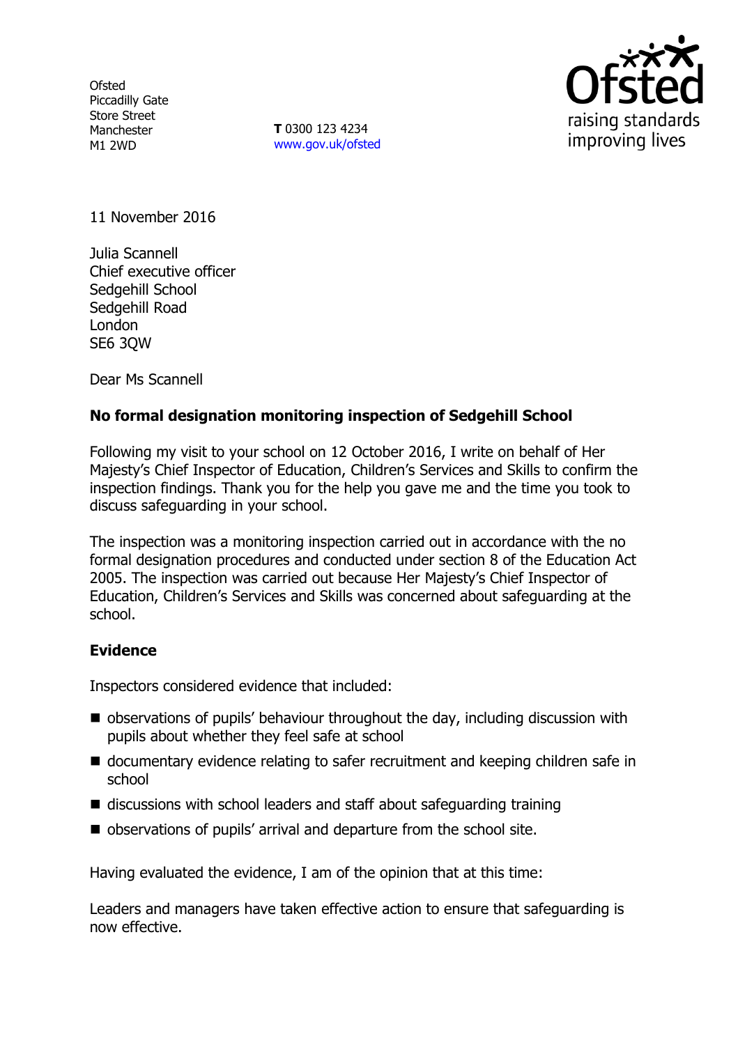Ofsted
Piccadilly Gate
Store Street
Manchester
M1 2WD

**T** 0300 123 4234
www.gov.uk/ofsted

11 November 2016

Julia Scannell
Chief executive officer
Sedgehill School
Sedgehill Road
London
SE6 3QW

Dear Ms Scannell

**No formal designation monitoring inspection of Sedgehill School**

Following my visit to your school on 12 October 2016, I write on behalf of Her Majesty's Chief Inspector of Education, Children's Services and Skills to confirm the inspection findings. Thank you for the help you gave me and the time you took to discuss safeguarding in your school.

The inspection was a monitoring inspection carried out in accordance with the no formal designation procedures and conducted under section 8 of the Education Act 2005. The inspection was carried out because Her Majesty's Chief Inspector of Education, Children's Services and Skills was concerned about safeguarding at the school.

**Evidence**

Inspectors considered evidence that included:

- observations of pupils' behaviour throughout the day, including discussion with pupils about whether they feel safe at school
- documentary evidence relating to safer recruitment and keeping children safe in school
- discussions with school leaders and staff about safeguarding training
- observations of pupils' arrival and departure from the school site.

Having evaluated the evidence, I am of the opinion that at this time:

Leaders and managers have taken effective action to ensure that safeguarding is now effective.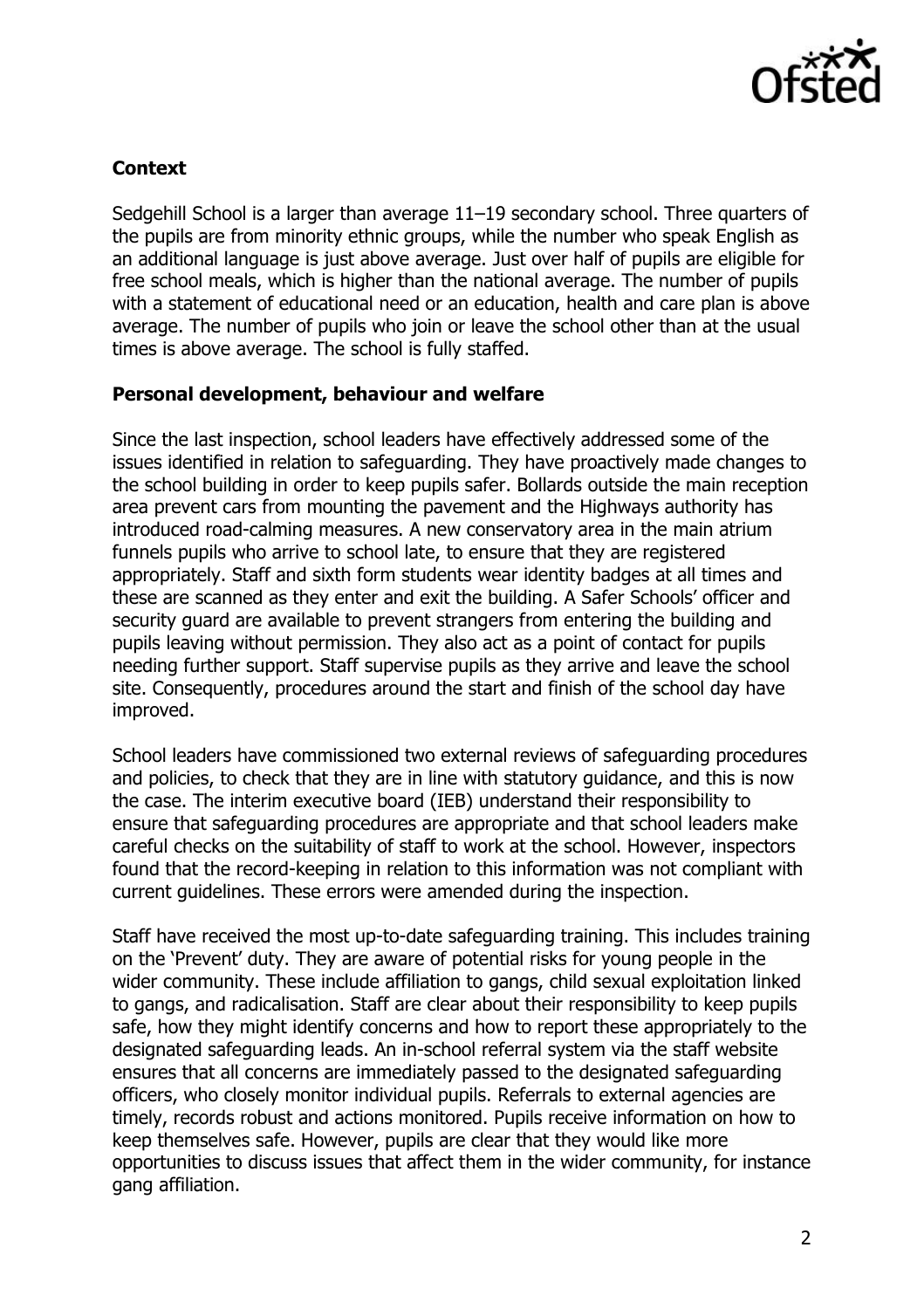## Context

Sedgehill School is a larger than average 11–19 secondary school. Three quarters of the pupils are from minority ethnic groups, while the number who speak English as an additional language is just above average. Just over half of pupils are eligible for free school meals, which is higher than the national average. The number of pupils with a statement of educational need or an education, health and care plan is above average. The number of pupils who join or leave the school other than at the usual times is above average. The school is fully staffed.

## Personal development, behaviour and welfare

Since the last inspection, school leaders have effectively addressed some of the issues identified in relation to safeguarding. They have proactively made changes to the school building in order to keep pupils safer. Bollards outside the main reception area prevent cars from mounting the pavement and the Highways authority has introduced road-calming measures. A new conservatory area in the main atrium funnels pupils who arrive to school late, to ensure that they are registered appropriately. Staff and sixth form students wear identity badges at all times and these are scanned as they enter and exit the building. A Safer Schools' officer and security guard are available to prevent strangers from entering the building and pupils leaving without permission. They also act as a point of contact for pupils needing further support. Staff supervise pupils as they arrive and leave the school site. Consequently, procedures around the start and finish of the school day have improved.

School leaders have commissioned two external reviews of safeguarding procedures and policies, to check that they are in line with statutory guidance, and this is now the case. The interim executive board (IEB) understand their responsibility to ensure that safeguarding procedures are appropriate and that school leaders make careful checks on the suitability of staff to work at the school. However, inspectors found that the record-keeping in relation to this information was not compliant with current guidelines. These errors were amended during the inspection.

Staff have received the most up-to-date safeguarding training. This includes training on the 'Prevent' duty. They are aware of potential risks for young people in the wider community. These include affiliation to gangs, child sexual exploitation linked to gangs, and radicalisation. Staff are clear about their responsibility to keep pupils safe, how they might identify concerns and how to report these appropriately to the designated safeguarding leads. An in-school referral system via the staff website ensures that all concerns are immediately passed to the designated safeguarding officers, who closely monitor individual pupils. Referrals to external agencies are timely, records robust and actions monitored. Pupils receive information on how to keep themselves safe. However, pupils are clear that they would like more opportunities to discuss issues that affect them in the wider community, for instance gang affiliation.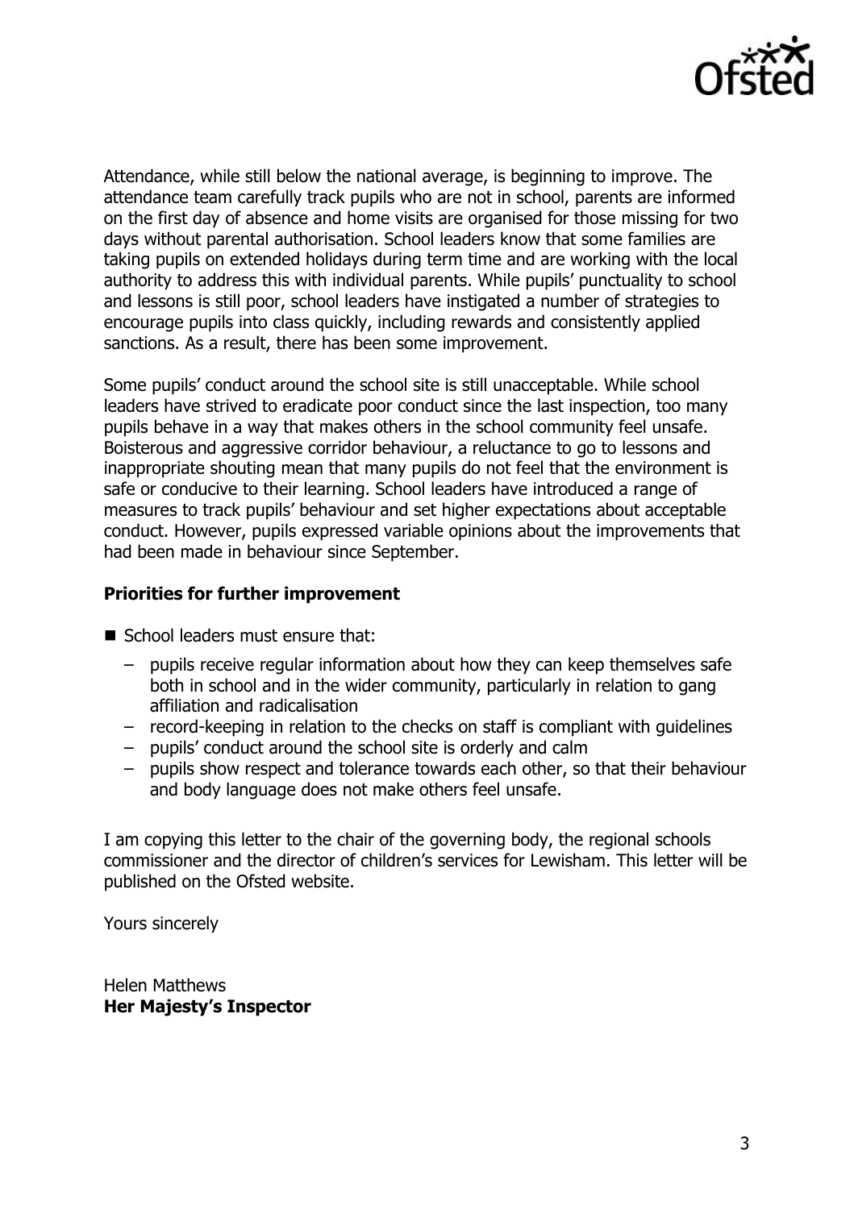Attendance, while still below the national average, is beginning to improve. The attendance team carefully track pupils who are not in school, parents are informed on the first day of absence and home visits are organised for those missing for two days without parental authorisation. School leaders know that some families are taking pupils on extended holidays during term time and are working with the local authority to address this with individual parents. While pupils' punctuality to school and lessons is still poor, school leaders have instigated a number of strategies to encourage pupils into class quickly, including rewards and consistently applied sanctions. As a result, there has been some improvement.

Some pupils' conduct around the school site is still unacceptable. While school leaders have strived to eradicate poor conduct since the last inspection, too many pupils behave in a way that makes others in the school community feel unsafe. Boisterous and aggressive corridor behaviour, a reluctance to go to lessons and inappropriate shouting mean that many pupils do not feel that the environment is safe or conducive to their learning. School leaders have introduced a range of measures to track pupils' behaviour and set higher expectations about acceptable conduct. However, pupils expressed variable opinions about the improvements that had been made in behaviour since September.

## Priorities for further improvement

- School leaders must ensure that:
  - pupils receive regular information about how they can keep themselves safe both in school and in the wider community, particularly in relation to gang affiliation and radicalisation
  - record-keeping in relation to the checks on staff is compliant with guidelines
  - pupils' conduct around the school site is orderly and calm
  - pupils show respect and tolerance towards each other, so that their behaviour and body language does not make others feel unsafe.

I am copying this letter to the chair of the governing body, the regional schools commissioner and the director of children's services for Lewisham. This letter will be published on the Ofsted website.

Yours sincerely

Helen Matthews
**Her Majesty's Inspector**